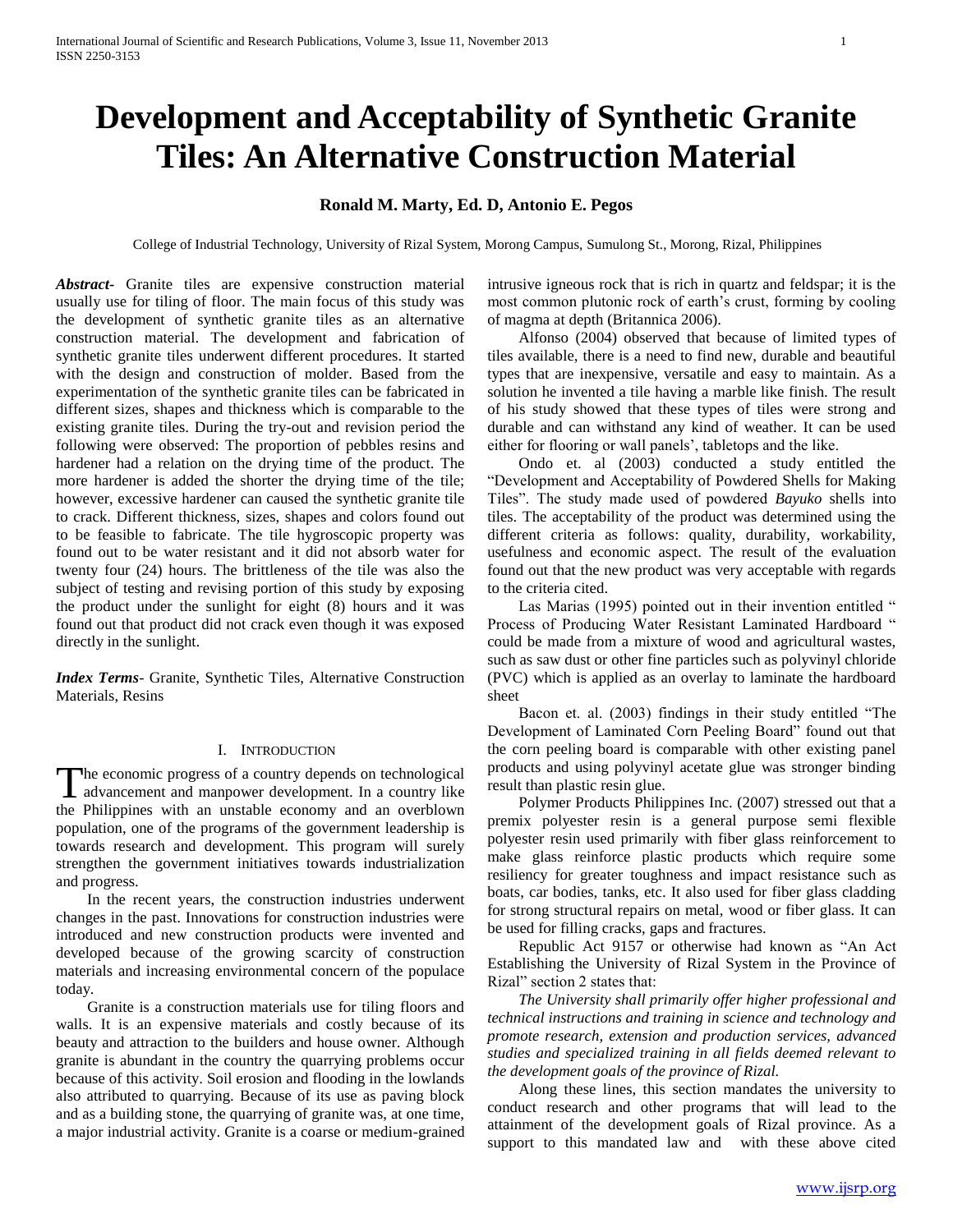# Development and Acceptability of Synthetic Granite Tiles: An Alternative Construction Material

**Ronald M. Marty, Ed. D, Antonio E. Pegos**

College of Industrial Technology, University of Rizal System, Morong Campus, Sumulong St., Morong, Rizal, Philippines

***Abstract-*** Granite tiles are expensive construction material usually use for tiling of floor. The main focus of this study was the development of synthetic granite tiles as an alternative construction material. The development and fabrication of synthetic granite tiles underwent different procedures. It started with the design and construction of molder. Based from the experimentation of the synthetic granite tiles can be fabricated in different sizes, shapes and thickness which is comparable to the existing granite tiles. During the try-out and revision period the following were observed: The proportion of pebbles resins and hardener had a relation on the drying time of the product. The more hardener is added the shorter the drying time of the tile; however, excessive hardener can caused the synthetic granite tile to crack. Different thickness, sizes, shapes and colors found out to be feasible to fabricate. The tile hygroscopic property was found out to be water resistant and it did not absorb water for twenty four (24) hours. The brittleness of the tile was also the subject of testing and revising portion of this study by exposing the product under the sunlight for eight (8) hours and it was found out that product did not crack even though it was exposed directly in the sunlight.

***Index Terms*-** Granite, Synthetic Tiles, Alternative Construction Materials, Resins

## I. Introduction

The economic progress of a country depends on technological advancement and manpower development. In a country like the Philippines with an unstable economy and an overblown population, one of the programs of the government leadership is towards research and development. This program will surely strengthen the government initiatives towards industrialization and progress.

In the recent years, the construction industries underwent changes in the past. Innovations for construction industries were introduced and new construction products were invented and developed because of the growing scarcity of construction materials and increasing environmental concern of the populace today.

Granite is a construction materials use for tiling floors and walls. It is an expensive materials and costly because of its beauty and attraction to the builders and house owner. Although granite is abundant in the country the quarrying problems occur because of this activity. Soil erosion and flooding in the lowlands also attributed to quarrying. Because of its use as paving block and as a building stone, the quarrying of granite was, at one time, a major industrial activity. Granite is a coarse or medium-grained intrusive igneous rock that is rich in quartz and feldspar; it is the most common plutonic rock of earth's crust, forming by cooling of magma at depth (Britannica 2006).

Alfonso (2004) observed that because of limited types of tiles available, there is a need to find new, durable and beautiful types that are inexpensive, versatile and easy to maintain. As a solution he invented a tile having a marble like finish. The result of his study showed that these types of tiles were strong and durable and can withstand any kind of weather. It can be used either for flooring or wall panels', tabletops and the like.

Ondo et. al (2003) conducted a study entitled the "Development and Acceptability of Powdered Shells for Making Tiles". The study made used of powdered *Bayuko* shells into tiles. The acceptability of the product was determined using the different criteria as follows: quality, durability, workability, usefulness and economic aspect. The result of the evaluation found out that the new product was very acceptable with regards to the criteria cited.

Las Marias (1995) pointed out in their invention entitled " Process of Producing Water Resistant Laminated Hardboard " could be made from a mixture of wood and agricultural wastes, such as saw dust or other fine particles such as polyvinyl chloride (PVC) which is applied as an overlay to laminate the hardboard sheet

Bacon et. al. (2003) findings in their study entitled "The Development of Laminated Corn Peeling Board" found out that the corn peeling board is comparable with other existing panel products and using polyvinyl acetate glue was stronger binding result than plastic resin glue.

Polymer Products Philippines Inc. (2007) stressed out that a premix polyester resin is a general purpose semi flexible polyester resin used primarily with fiber glass reinforcement to make glass reinforce plastic products which require some resiliency for greater toughness and impact resistance such as boats, car bodies, tanks, etc. It also used for fiber glass cladding for strong structural repairs on metal, wood or fiber glass. It can be used for filling cracks, gaps and fractures.

Republic Act 9157 or otherwise had known as "An Act Establishing the University of Rizal System in the Province of Rizal" section 2 states that:

*The University shall primarily offer higher professional and technical instructions and training in science and technology and promote research, extension and production services, advanced studies and specialized training in all fields deemed relevant to the development goals of the province of Rizal.*

Along these lines, this section mandates the university to conduct research and other programs that will lead to the attainment of the development goals of Rizal province. As a support to this mandated law and with these above cited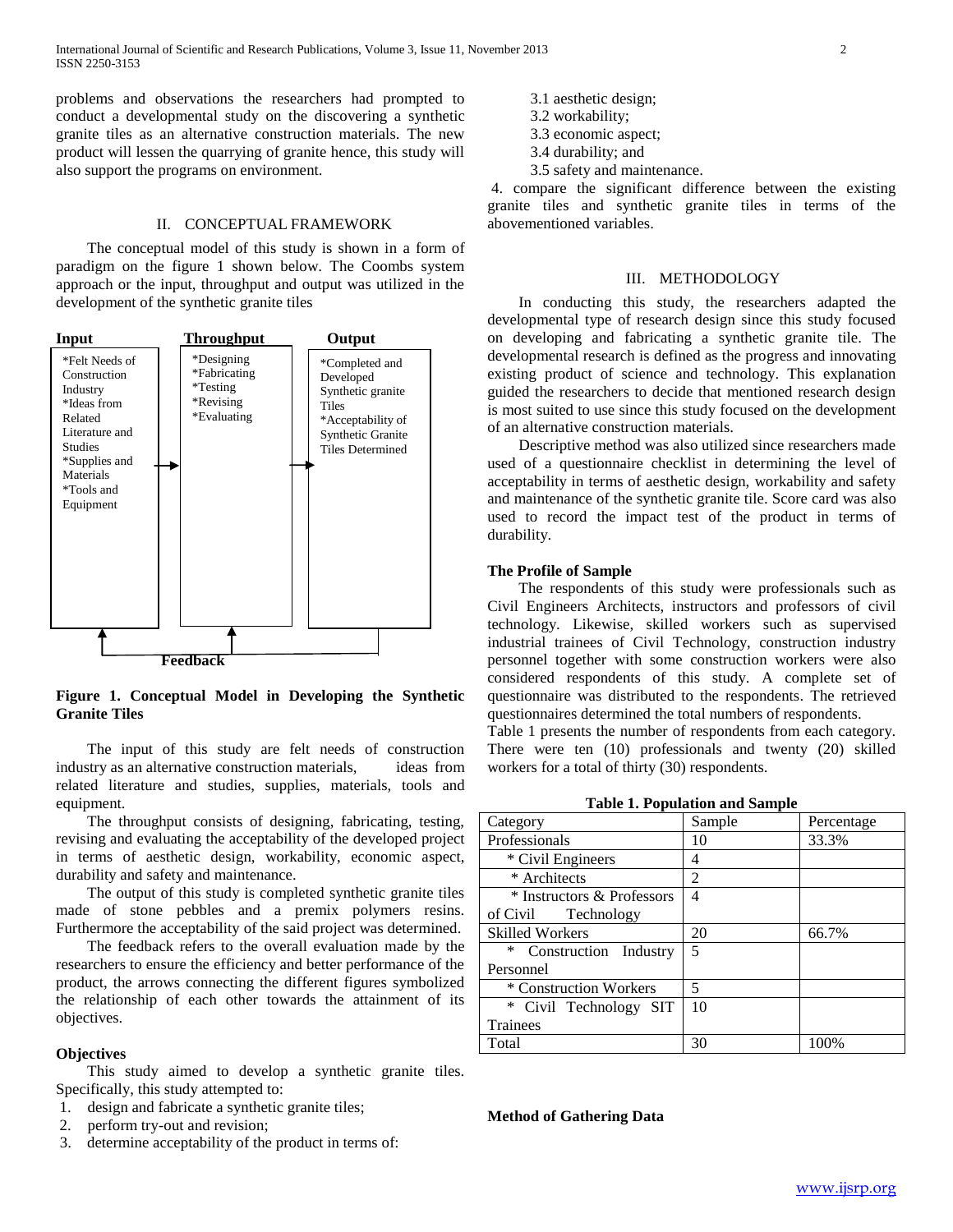problems and observations the researchers had prompted to conduct a developmental study on the discovering a synthetic granite tiles as an alternative construction materials. The new product will lessen the quarrying of granite hence, this study will also support the programs on environment.

## II. CONCEPTUAL FRAMEWORK

The conceptual model of this study is shown in a form of paradigm on the figure 1 shown below. The Coombs system approach or the input, throughput and output was utilized in the development of the synthetic granite tiles

| Input | Throughput | Output |
|---|---|---|
| *Felt Needs of Construction Industry<br>*Ideas from Related Literature and Studies<br>*Supplies and Materials<br>*Tools and Equipment | *Designing<br>*Fabricating<br>*Testing<br>*Revising<br>*Evaluating | *Completed and Developed Synthetic granite Tiles<br>*Acceptability of Synthetic Granite Tiles Determined |

Feedback

**Figure 1. Conceptual Model in Developing the Synthetic Granite Tiles**

The input of this study are felt needs of construction industry as an alternative construction materials, ideas from related literature and studies, supplies, materials, tools and equipment.

The throughput consists of designing, fabricating, testing, revising and evaluating the acceptability of the developed project in terms of aesthetic design, workability, economic aspect, durability and safety and maintenance.

The output of this study is completed synthetic granite tiles made of stone pebbles and a premix polymers resins. Furthermore the acceptability of the said project was determined.

The feedback refers to the overall evaluation made by the researchers to ensure the efficiency and better performance of the product, the arrows connecting the different figures symbolized the relationship of each other towards the attainment of its objectives.

### Objectives

This study aimed to develop a synthetic granite tiles. Specifically, this study attempted to:

1. design and fabricate a synthetic granite tiles;
2. perform try-out and revision;
3. determine acceptability of the product in terms of:
   3.1 aesthetic design;
   3.2 workability;
   3.3 economic aspect;
   3.4 durability; and
   3.5 safety and maintenance.
4. compare the significant difference between the existing granite tiles and synthetic granite tiles in terms of the abovementioned variables.

## III. METHODOLOGY

In conducting this study, the researchers adapted the developmental type of research design since this study focused on developing and fabricating a synthetic granite tile. The developmental research is defined as the progress and innovating existing product of science and technology. This explanation guided the researchers to decide that mentioned research design is most suited to use since this study focused on the development of an alternative construction materials.

Descriptive method was also utilized since researchers made used of a questionnaire checklist in determining the level of acceptability in terms of aesthetic design, workability and safety and maintenance of the synthetic granite tile. Score card was also used to record the impact test of the product in terms of durability.

### The Profile of Sample

The respondents of this study were professionals such as Civil Engineers Architects, instructors and professors of civil technology. Likewise, skilled workers such as supervised industrial trainees of Civil Technology, construction industry personnel together with some construction workers were also considered respondents of this study. A complete set of questionnaire was distributed to the respondents. The retrieved questionnaires determined the total numbers of respondents.

Table 1 presents the number of respondents from each category. There were ten (10) professionals and twenty (20) skilled workers for a total of thirty (30) respondents.

**Table 1. Population and Sample**

| Category | Sample | Percentage |
|---|---|---|
| Professionals | 10 | 33.3% |
| * Civil Engineers | 4 | |
| * Architects | 2 | |
| * Instructors & Professors of Civil Technology | 4 | |
| Skilled Workers | 20 | 66.7% |
| * Construction Industry Personnel | 5 | |
| * Construction Workers | 5 | |
| * Civil Technology SIT Trainees | 10 | |
| Total | 30 | 100% |

### Method of Gathering Data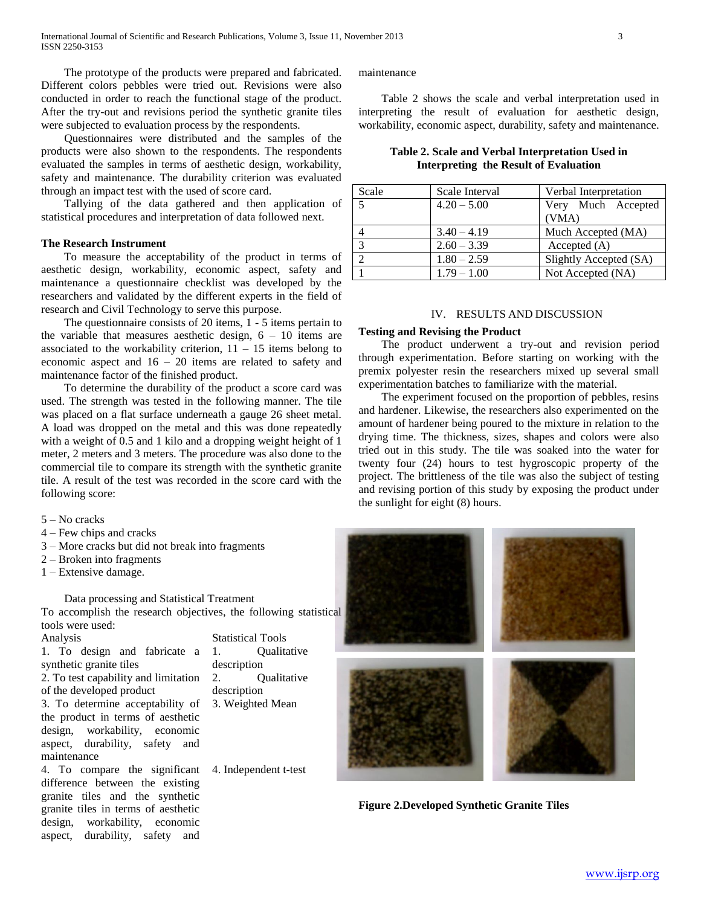The prototype of the products were prepared and fabricated. Different colors pebbles were tried out. Revisions were also conducted in order to reach the functional stage of the product. After the try-out and revisions period the synthetic granite tiles were subjected to evaluation process by the respondents.

Questionnaires were distributed and the samples of the products were also shown to the respondents. The respondents evaluated the samples in terms of aesthetic design, workability, safety and maintenance. The durability criterion was evaluated through an impact test with the used of score card.

Tallying of the data gathered and then application of statistical procedures and interpretation of data followed next.

**The Research Instrument**

To measure the acceptability of the product in terms of aesthetic design, workability, economic aspect, safety and maintenance a questionnaire checklist was developed by the researchers and validated by the different experts in the field of research and Civil Technology to serve this purpose.

The questionnaire consists of 20 items, 1 - 5 items pertain to the variable that measures aesthetic design, 6 – 10 items are associated to the workability criterion, 11 – 15 items belong to economic aspect and 16 – 20 items are related to safety and maintenance factor of the finished product.

To determine the durability of the product a score card was used. The strength was tested in the following manner. The tile was placed on a flat surface underneath a gauge 26 sheet metal. A load was dropped on the metal and this was done repeatedly with a weight of 0.5 and 1 kilo and a dropping weight height of 1 meter, 2 meters and 3 meters. The procedure was also done to the commercial tile to compare its strength with the synthetic granite tile. A result of the test was recorded in the score card with the following score:

5 – No cracks
4 – Few chips and cracks
3 – More cracks but did not break into fragments
2 – Broken into fragments
1 – Extensive damage.

Data processing and Statistical Treatment

To accomplish the research objectives, the following statistical tools were used:

| Analysis | Statistical Tools |
|---|---|
| 1. To design and fabricate a synthetic granite tiles | 1. Qualitative description |
| 2. To test capability and limitation of the developed product | 2. Qualitative description |
| 3. To determine acceptability of the product in terms of aesthetic design, workability, economic aspect, durability, safety and maintenance | 3. Weighted Mean |
| 4. To compare the significant difference between the existing granite tiles and the synthetic granite tiles in terms of aesthetic design, workability, economic aspect, durability, safety and maintenance | 4. Independent t-test |

Table 2 shows the scale and verbal interpretation used in interpreting the result of evaluation for aesthetic design, workability, economic aspect, durability, safety and maintenance.

**Table 2. Scale and Verbal Interpretation Used in Interpreting the Result of Evaluation**

| Scale | Scale Interval | Verbal Interpretation |
|---|---|---|
| 5 | 4.20 – 5.00 | Very Much Accepted (VMA) |
| 4 | 3.40 – 4.19 | Much Accepted (MA) |
| 3 | 2.60 – 3.39 | Accepted (A) |
| 2 | 1.80 – 2.59 | Slightly Accepted (SA) |
| 1 | 1.79 – 1.00 | Not Accepted (NA) |

## IV. RESULTS AND DISCUSSION

**Testing and Revising the Product**

The product underwent a try-out and revision period through experimentation. Before starting on working with the premix polyester resin the researchers mixed up several small experimentation batches to familiarize with the material.

The experiment focused on the proportion of pebbles, resins and hardener. Likewise, the researchers also experimented on the amount of hardener being poured to the mixture in relation to the drying time. The thickness, sizes, shapes and colors were also tried out in this study. The tile was soaked into the water for twenty four (24) hours to test hygroscopic property of the project. The brittleness of the tile was also the subject of testing and revising portion of this study by exposing the product under the sunlight for eight (8) hours.

**Figure 2.Developed Synthetic Granite Tiles**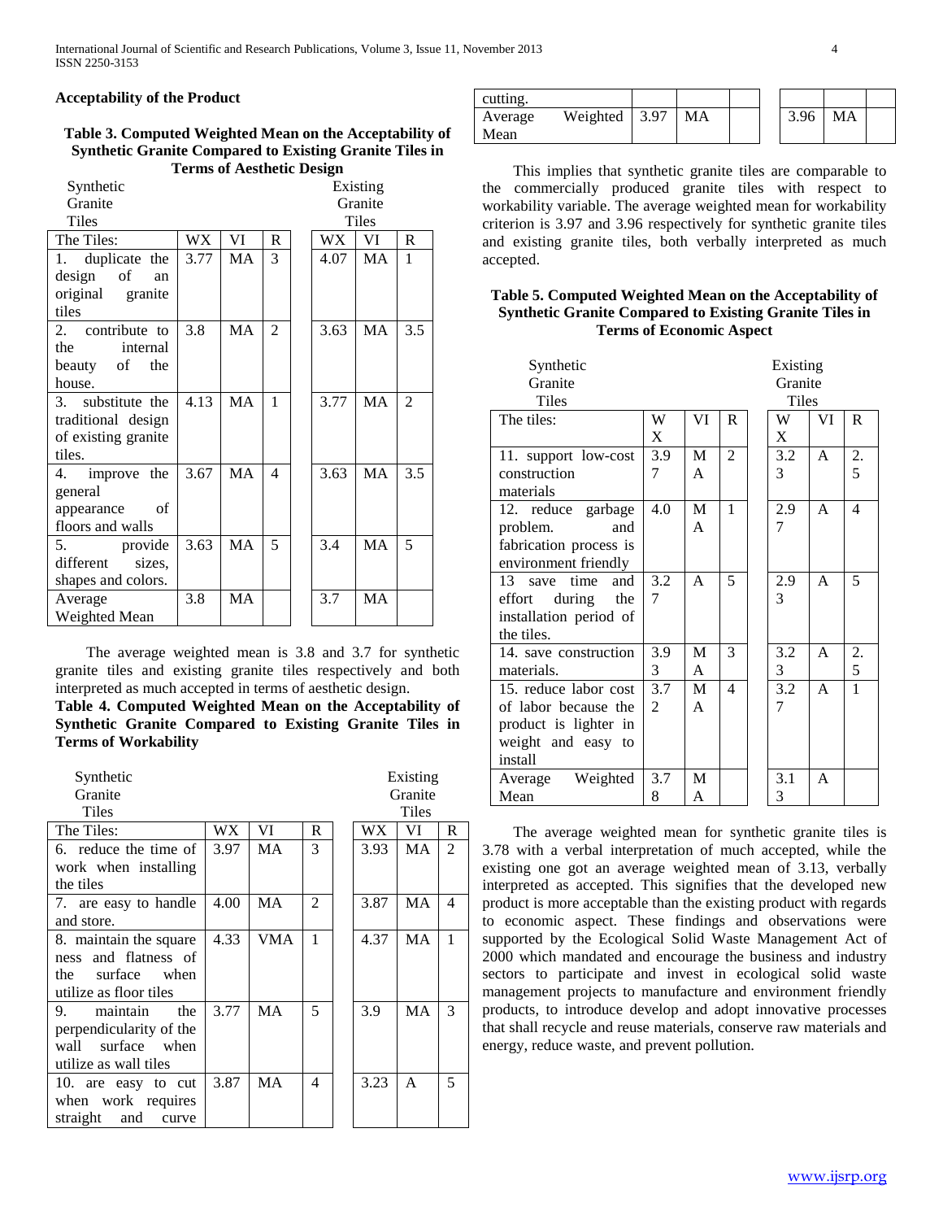### Acceptability of the Product

**Table 3. Computed Weighted Mean on the Acceptability of Synthetic Granite Compared to Existing Granite Tiles in Terms of Aesthetic Design**

| | Synthetic Granite Tiles | | | Existing Granite Tiles | | |
|---|---|---|---|---|---|---|
| The Tiles: | WX | VI | R | WX | VI | R |
| 1. duplicate the design of an original granite tiles | 3.77 | MA | 3 | 4.07 | MA | 1 |
| 2. contribute to the internal beauty of the house. | 3.8 | MA | 2 | 3.63 | MA | 3.5 |
| 3. substitute the traditional design of existing granite tiles. | 4.13 | MA | 1 | 3.77 | MA | 2 |
| 4. improve the general appearance of floors and walls | 3.67 | MA | 4 | 3.63 | MA | 3.5 |
| 5. provide different sizes, shapes and colors. | 3.63 | MA | 5 | 3.4 | MA | 5 |
| Average Weighted Mean | 3.8 | MA | | 3.7 | MA | |

The average weighted mean is 3.8 and 3.7 for synthetic granite tiles and existing granite tiles respectively and both interpreted as much accepted in terms of aesthetic design.

**Table 4. Computed Weighted Mean on the Acceptability of Synthetic Granite Compared to Existing Granite Tiles in Terms of Workability**

| | Synthetic Granite Tiles | | | Existing Granite Tiles | | |
|---|---|---|---|---|---|---|
| The Tiles: | WX | VI | R | WX | VI | R |
| 6. reduce the time of work when installing the tiles | 3.97 | MA | 3 | 3.93 | MA | 2 |
| 7. are easy to handle and store. | 4.00 | MA | 2 | 3.87 | MA | 4 |
| 8. maintain the square ness and flatness of the surface when utilize as floor tiles | 4.33 | VMA | 1 | 4.37 | MA | 1 |
| 9. maintain the perpendicularity of the wall surface when utilize as wall tiles | 3.77 | MA | 5 | 3.9 | MA | 3 |
| 10. are easy to cut when work requires straight and curve cutting. | 3.87 | MA | 4 | 3.23 | A | 5 |
| Average Weighted Mean | 3.97 | MA | | 3.96 | MA | |

This implies that synthetic granite tiles are comparable to the commercially produced granite tiles with respect to workability variable. The average weighted mean for workability criterion is 3.97 and 3.96 respectively for synthetic granite tiles and existing granite tiles, both verbally interpreted as much accepted.

**Table 5. Computed Weighted Mean on the Acceptability of Synthetic Granite Compared to Existing Granite Tiles in Terms of Economic Aspect**

| | Synthetic Granite Tiles | | | Existing Granite Tiles | | |
|---|---|---|---|---|---|---|
| The tiles: | WX | VI | R | WX | VI | R |
| 11. support low-cost construction materials | 3.97 | MA | 2 | 3.23 | A | 2.5 |
| 12. reduce garbage problem. and fabrication process is environment friendly | 4.0 | MA | 1 | 2.97 | A | 4 |
| 13 save time and effort during the installation period of the tiles. | 3.27 | A | 5 | 2.93 | A | 5 |
| 14. save construction materials. | 3.93 | MA | 3 | 3.23 | A | 2.5 |
| 15. reduce labor cost of labor because the product is lighter in weight and easy to install | 3.72 | MA | 4 | 3.27 | A | 1 |
| Average Weighted Mean | 3.78 | MA | | 3.13 | A | |

The average weighted mean for synthetic granite tiles is 3.78 with a verbal interpretation of much accepted, while the existing one got an average weighted mean of 3.13, verbally interpreted as accepted. This signifies that the developed new product is more acceptable than the existing product with regards to economic aspect. These findings and observations were supported by the Ecological Solid Waste Management Act of 2000 which mandated and encourage the business and industry sectors to participate and invest in ecological solid waste management projects to manufacture and environment friendly products, to introduce develop and adopt innovative processes that shall recycle and reuse materials, conserve raw materials and energy, reduce waste, and prevent pollution.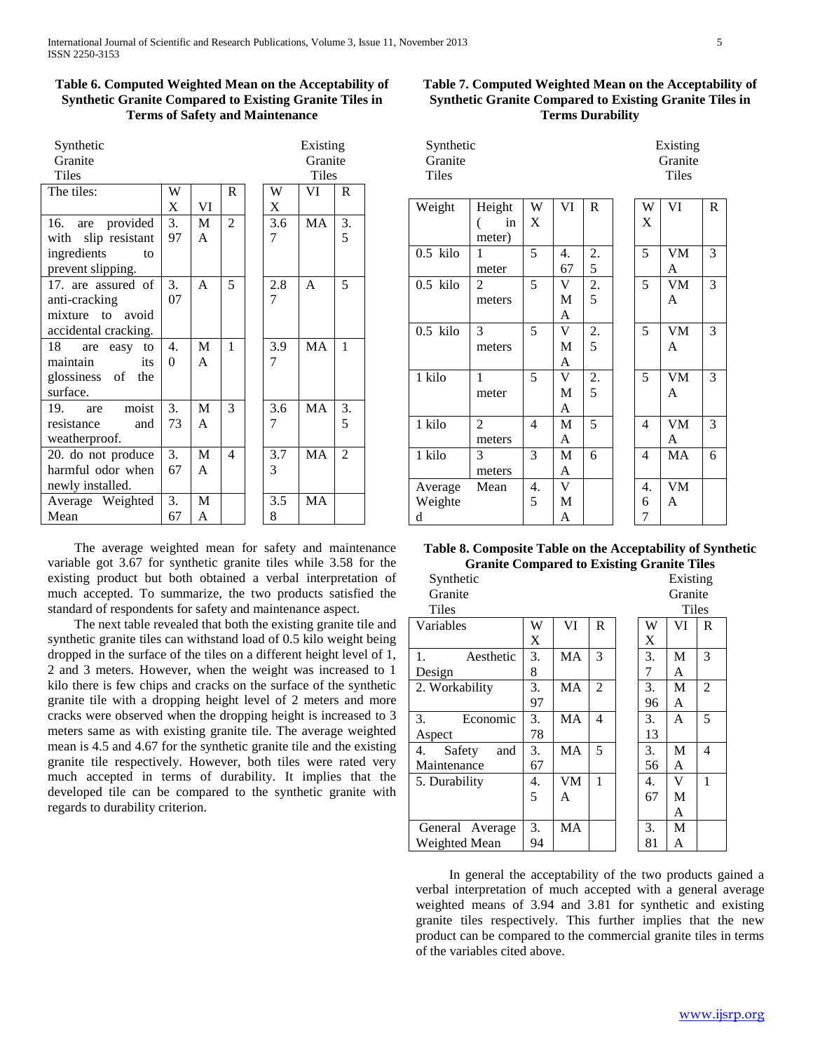**Table 6. Computed Weighted Mean on the Acceptability of Synthetic Granite Compared to Existing Granite Tiles in Terms of Safety and Maintenance**

| The tiles: | Synthetic Granite Tiles WX | VI | R | Existing Granite Tiles WX | VI | R |
|---|---|---|---|---|---|---|
| 16. are provided with slip resistant ingredients to prevent slipping. | 3.97 | MA | 2 | 3.67 | MA | 3.5 |
| 17. are assured of anti-cracking mixture to avoid accidental cracking. | 3.07 | A | 5 | 2.87 | A | 5 |
| 18 are easy to maintain its glossiness of the surface. | 4.0 | MA | 1 | 3.97 | MA | 1 |
| 19. are moist resistance and weatherproof. | 3.73 | MA | 3 | 3.67 | MA | 3.5 |
| 20. do not produce harmful odor when newly installed. | 3.67 | MA | 4 | 3.73 | MA | 2 |
| Average Weighted Mean | 3.67 | MA | | 3.58 | MA | |

The average weighted mean for safety and maintenance variable got 3.67 for synthetic granite tiles while 3.58 for the existing product but both obtained a verbal interpretation of much accepted. To summarize, the two products satisfied the standard of respondents for safety and maintenance aspect.

The next table revealed that both the existing granite tile and synthetic granite tiles can withstand load of 0.5 kilo weight being dropped in the surface of the tiles on a different height level of 1, 2 and 3 meters. However, when the weight was increased to 1 kilo there is few chips and cracks on the surface of the synthetic granite tile with a dropping height level of 2 meters and more cracks were observed when the dropping height is increased to 3 meters same as with existing granite tile. The average weighted mean is 4.5 and 4.67 for the synthetic granite tile and the existing granite tile respectively. However, both tiles were rated very much accepted in terms of durability. It implies that the developed tile can be compared to the synthetic granite with regards to durability criterion.

**Table 7. Computed Weighted Mean on the Acceptability of Synthetic Granite Compared to Existing Granite Tiles in Terms Durability**

| Weight | Height ( in meter) | Synthetic Granite Tiles WX | VI | R | Existing Granite Tiles WX | VI | R |
|---|---|---|---|---|---|---|---|
| 0.5 kilo | 1 meter | 5 | 4.67 | 2.5 | 5 | VMA | 3 |
| 0.5 kilo | 2 meters | 5 | VMA | 2.5 | 5 | VMA | 3 |
| 0.5 kilo | 3 meters | 5 | VMA | 2.5 | 5 | VMA | 3 |
| 1 kilo | 1 meter | 5 | VMA | 2.5 | 5 | VMA | 3 |
| 1 kilo | 2 meters | 4 | MA | 5 | 4 | VMA | 3 |
| 1 kilo | 3 meters | 3 | MA | 6 | 4 | MA | 6 |
| Average Weighted | Mean | 4.5 | VMA | | 4.67 | VMA | |

**Table 8. Composite Table on the Acceptability of Synthetic Granite Compared to Existing Granite Tiles**

| Variables | Synthetic Granite Tiles WX | VI | R | Existing Granite Tiles WX | VI | R |
|---|---|---|---|---|---|---|
| 1. Aesthetic Design | 3.8 | MA | 3 | 3.7 | MA | 3 |
| 2. Workability | 3.97 | MA | 2 | 3.96 | MA | 2 |
| 3. Economic Aspect | 3.78 | MA | 4 | 3.13 | A | 5 |
| 4. Safety and Maintenance | 3.67 | MA | 5 | 3.56 | MA | 4 |
| 5. Durability | 4.5 | VMA | 1 | 4.67 | VMA | 1 |
| General Average Weighted Mean | 3.94 | MA | | 3.81 | MA | |

In general the acceptability of the two products gained a verbal interpretation of much accepted with a general average weighted means of 3.94 and 3.81 for synthetic and existing granite tiles respectively. This further implies that the new product can be compared to the commercial granite tiles in terms of the variables cited above.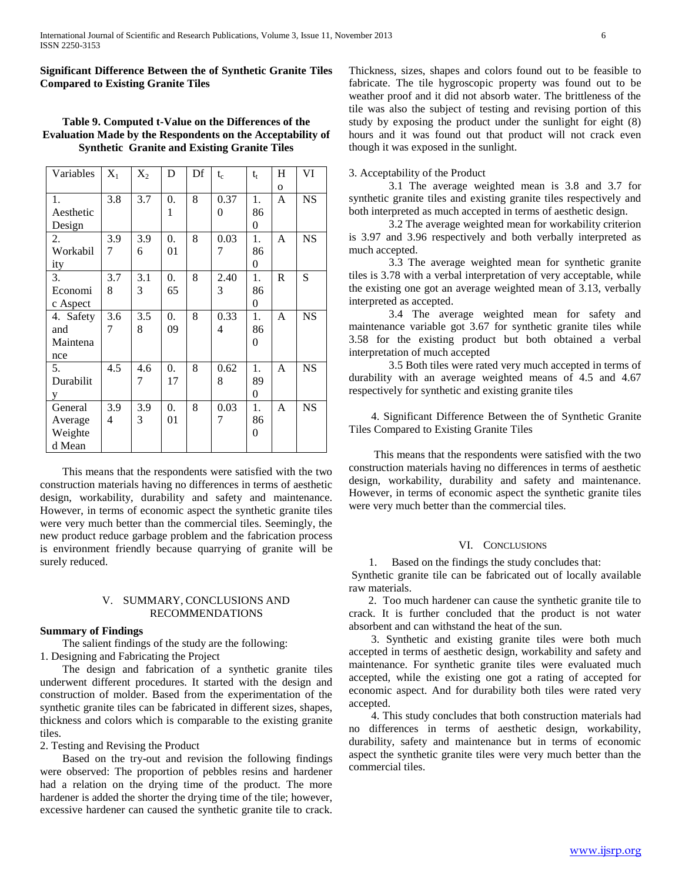**Significant Difference Between the of Synthetic Granite Tiles Compared to Existing Granite Tiles**

**Table 9. Computed t-Value on the Differences of the Evaluation Made by the Respondents on the Acceptability of Synthetic Granite and Existing Granite Tiles**

| Variables | $X_1$ | $X_2$ | D | Df | $t_c$ | $t_t$ | Ho | VI |
|---|---|---|---|---|---|---|---|---|
| 1. Aesthetic Design | 3.8 | 3.7 | 0.1 | 8 | 0.370 | 1.860 | A | NS |
| 2. Workability | 3.97 | 3.96 | 0.01 | 8 | 0.037 | 1.860 | A | NS |
| 3. Economic Aspect | 3.78 | 3.13 | 0.65 | 8 | 2.403 | 1.860 | R | S |
| 4. Safety and Maintenance | 3.67 | 3.58 | 0.09 | 8 | 0.334 | 1.860 | A | NS |
| 5. Durability | 4.5 | 4.67 | 0.17 | 8 | 0.628 | 1.890 | A | NS |
| General Average Weighted Mean | 3.94 | 3.93 | 0.01 | 8 | 0.037 | 1.860 | A | NS |

This means that the respondents were satisfied with the two construction materials having no differences in terms of aesthetic design, workability, durability and safety and maintenance. However, in terms of economic aspect the synthetic granite tiles were very much better than the commercial tiles. Seemingly, the new product reduce garbage problem and the fabrication process is environment friendly because quarrying of granite will be surely reduced.

## V. SUMMARY, CONCLUSIONS AND RECOMMENDATIONS

### Summary of Findings

The salient findings of the study are the following:

1. Designing and Fabricating the Project

The design and fabrication of a synthetic granite tiles underwent different procedures. It started with the design and construction of molder. Based from the experimentation of the synthetic granite tiles can be fabricated in different sizes, shapes, thickness and colors which is comparable to the existing granite tiles.

2. Testing and Revising the Product

Based on the try-out and revision the following findings were observed: The proportion of pebbles resins and hardener had a relation on the drying time of the product. The more hardener is added the shorter the drying time of the tile; however, excessive hardener can caused the synthetic granite tile to crack. Thickness, sizes, shapes and colors found out to be feasible to fabricate. The tile hygroscopic property was found out to be weather proof and it did not absorb water. The brittleness of the tile was also the subject of testing and revising portion of this study by exposing the product under the sunlight for eight (8) hours and it was found out that product will not crack even though it was exposed in the sunlight.

3. Acceptability of the Product

3.1 The average weighted mean is 3.8 and 3.7 for synthetic granite tiles and existing granite tiles respectively and both interpreted as much accepted in terms of aesthetic design.

3.2 The average weighted mean for workability criterion is 3.97 and 3.96 respectively and both verbally interpreted as much accepted.

3.3 The average weighted mean for synthetic granite tiles is 3.78 with a verbal interpretation of very acceptable, while the existing one got an average weighted mean of 3.13, verbally interpreted as accepted.

3.4 The average weighted mean for safety and maintenance variable got 3.67 for synthetic granite tiles while 3.58 for the existing product but both obtained a verbal interpretation of much accepted

3.5 Both tiles were rated very much accepted in terms of durability with an average weighted means of 4.5 and 4.67 respectively for synthetic and existing granite tiles

4. Significant Difference Between the of Synthetic Granite Tiles Compared to Existing Granite Tiles

This means that the respondents were satisfied with the two construction materials having no differences in terms of aesthetic design, workability, durability and safety and maintenance. However, in terms of economic aspect the synthetic granite tiles were very much better than the commercial tiles.

## VI. Conclusions

1. Based on the findings the study concludes that:

Synthetic granite tile can be fabricated out of locally available raw materials.

2. Too much hardener can cause the synthetic granite tile to crack. It is further concluded that the product is not water absorbent and can withstand the heat of the sun.

3. Synthetic and existing granite tiles were both much accepted in terms of aesthetic design, workability and safety and maintenance. For synthetic granite tiles were evaluated much accepted, while the existing one got a rating of accepted for economic aspect. And for durability both tiles were rated very accepted.

4. This study concludes that both construction materials had no differences in terms of aesthetic design, workability, durability, safety and maintenance but in terms of economic aspect the synthetic granite tiles were very much better than the commercial tiles.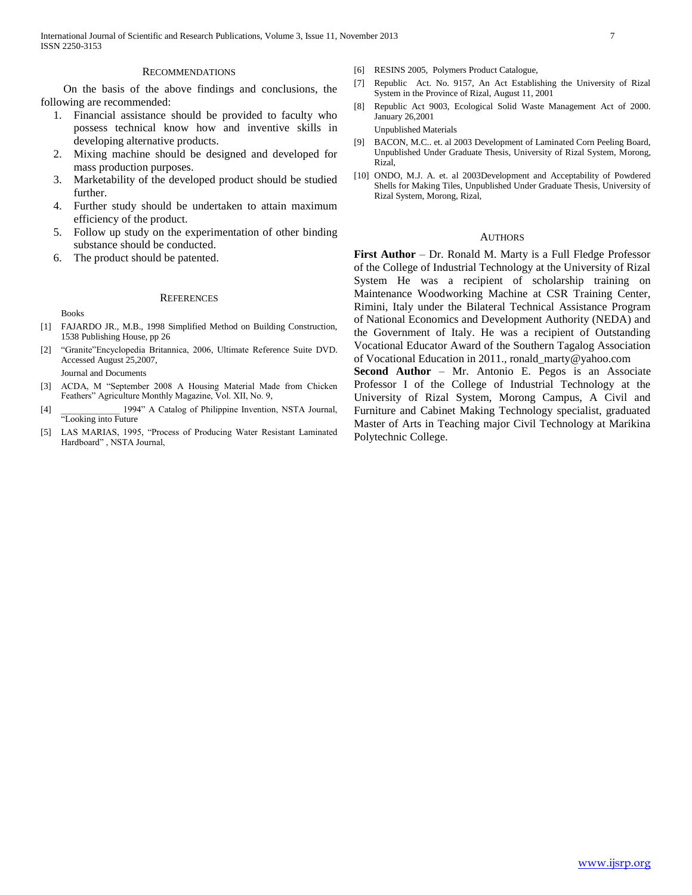## RECOMMENDATIONS

On the basis of the above findings and conclusions, the following are recommended:

1. Financial assistance should be provided to faculty who possess technical know how and inventive skills in developing alternative products.
2. Mixing machine should be designed and developed for mass production purposes.
3. Marketability of the developed product should be studied further.
4. Further study should be undertaken to attain maximum efficiency of the product.
5. Follow up study on the experimentation of other binding substance should be conducted.
6. The product should be patented.

## REFERENCES

Books

[1] FAJARDO JR., M.B., 1998 Simplified Method on Building Construction, 1538 Publishing House, pp 26

[2] "Granite"Encyclopedia Britannica, 2006, Ultimate Reference Suite DVD. Accessed August 25,2007,

Journal and Documents

[3] ACDA, M "September 2008 A Housing Material Made from Chicken Feathers" Agriculture Monthly Magazine, Vol. XII, No. 9,

[4] ____________ 1994" A Catalog of Philippine Invention, NSTA Journal, "Looking into Future

[5] LAS MARIAS, 1995, "Process of Producing Water Resistant Laminated Hardboard" , NSTA Journal,

[6] RESINS 2005, Polymers Product Catalogue,

[7] Republic Act. No. 9157, An Act Establishing the University of Rizal System in the Province of Rizal, August 11, 2001

[8] Republic Act 9003, Ecological Solid Waste Management Act of 2000. January 26,2001

Unpublished Materials

[9] BACON, M.C.. et. al 2003 Development of Laminated Corn Peeling Board, Unpublished Under Graduate Thesis, University of Rizal System, Morong, Rizal,

[10] ONDO, M.J. A. et. al 2003Development and Acceptability of Powdered Shells for Making Tiles, Unpublished Under Graduate Thesis, University of Rizal System, Morong, Rizal,

## AUTHORS

**First Author** – Dr. Ronald M. Marty is a Full Fledge Professor of the College of Industrial Technology at the University of Rizal System He was a recipient of scholarship training on Maintenance Woodworking Machine at CSR Training Center, Rimini, Italy under the Bilateral Technical Assistance Program of National Economics and Development Authority (NEDA) and the Government of Italy. He was a recipient of Outstanding Vocational Educator Award of the Southern Tagalog Association of Vocational Education in 2011., ronald_marty@yahoo.com

**Second Author** – Mr. Antonio E. Pegos is an Associate Professor I of the College of Industrial Technology at the University of Rizal System, Morong Campus, A Civil and Furniture and Cabinet Making Technology specialist, graduated Master of Arts in Teaching major Civil Technology at Marikina Polytechnic College.